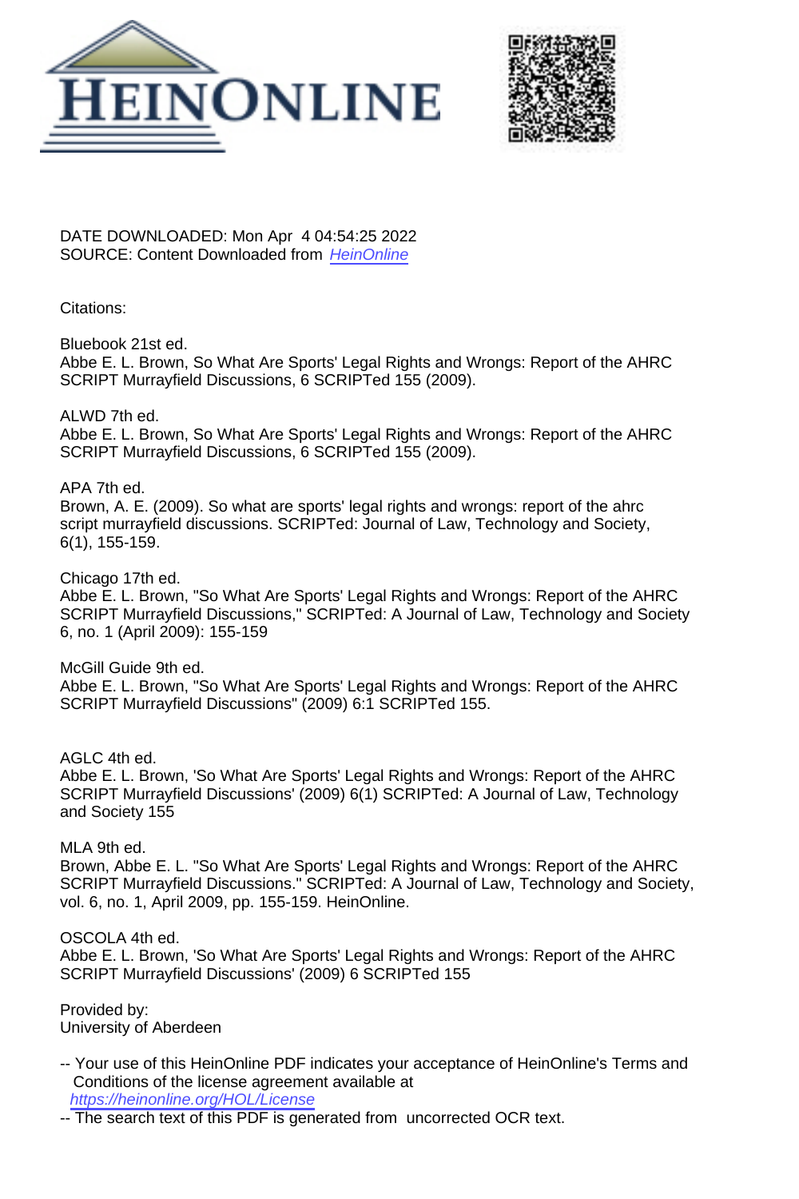DATE DOWNLOADED: Mon Apr 4 04:54:25 2022
SOURCE: Content Downloaded from HeinOnline

Citations:

Bluebook 21st ed.
Abbe E. L. Brown, So What Are Sports' Legal Rights and Wrongs: Report of the AHRC SCRIPT Murrayfield Discussions, 6 SCRIPTed 155 (2009).

ALWD 7th ed.
Abbe E. L. Brown, So What Are Sports' Legal Rights and Wrongs: Report of the AHRC SCRIPT Murrayfield Discussions, 6 SCRIPTed 155 (2009).

APA 7th ed.
Brown, A. E. (2009). So what are sports' legal rights and wrongs: report of the ahrc script murrayfield discussions. SCRIPTed: Journal of Law, Technology and Society, 6(1), 155-159.

Chicago 17th ed.
Abbe E. L. Brown, "So What Are Sports' Legal Rights and Wrongs: Report of the AHRC SCRIPT Murrayfield Discussions," SCRIPTed: A Journal of Law, Technology and Society 6, no. 1 (April 2009): 155-159

McGill Guide 9th ed.
Abbe E. L. Brown, "So What Are Sports' Legal Rights and Wrongs: Report of the AHRC SCRIPT Murrayfield Discussions" (2009) 6:1 SCRIPTed 155.

AGLC 4th ed.
Abbe E. L. Brown, 'So What Are Sports' Legal Rights and Wrongs: Report of the AHRC SCRIPT Murrayfield Discussions' (2009) 6(1) SCRIPTed: A Journal of Law, Technology and Society 155

MLA 9th ed.
Brown, Abbe E. L. "So What Are Sports' Legal Rights and Wrongs: Report of the AHRC SCRIPT Murrayfield Discussions." SCRIPTed: A Journal of Law, Technology and Society, vol. 6, no. 1, April 2009, pp. 155-159. HeinOnline.

OSCOLA 4th ed.
Abbe E. L. Brown, 'So What Are Sports' Legal Rights and Wrongs: Report of the AHRC SCRIPT Murrayfield Discussions' (2009) 6 SCRIPTed 155

Provided by:
University of Aberdeen

-- Your use of this HeinOnline PDF indicates your acceptance of HeinOnline's Terms and Conditions of the license agreement available at https://heinonline.org/HOL/License
-- The search text of this PDF is generated from uncorrected OCR text.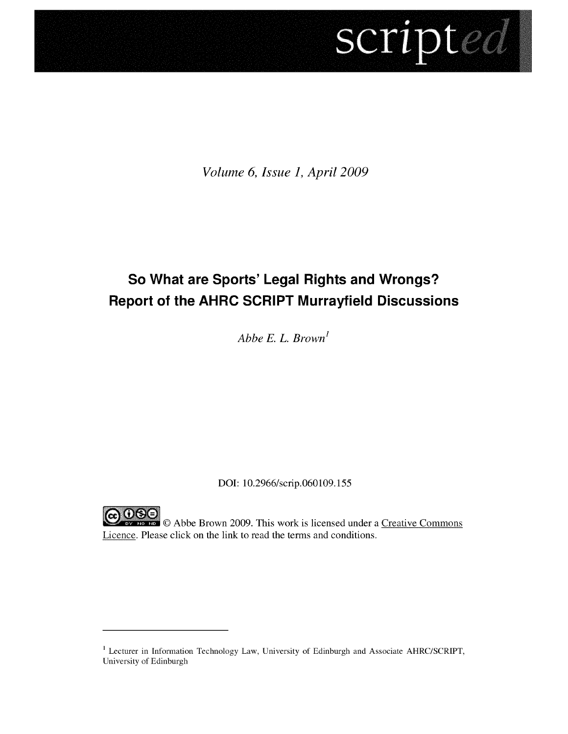*Volume 6, Issue 1, April 2009*

# So What are Sports' Legal Rights and Wrongs? Report of the AHRC SCRIPT Murrayfield Discussions

*Abbe E. L. Brown*[1]

DOI: 10.2966/scrip.060109.155

© Abbe Brown 2009. This work is licensed under a Creative Commons Licence. Please click on the link to read the terms and conditions.

---

[1] Lecturer in Information Technology Law, University of Edinburgh and Associate AHRC/SCRIPT, University of Edinburgh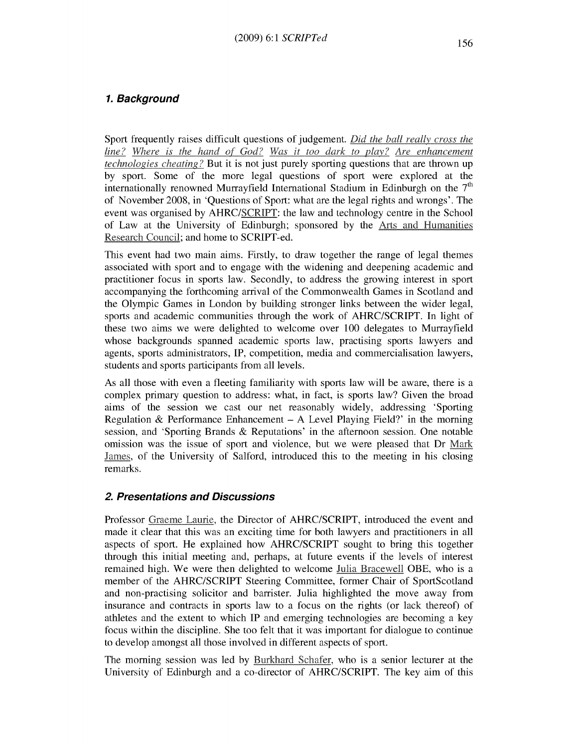## 1. Background

Sport frequently raises difficult questions of judgement. *Did the ball really cross the line? Where is the hand of God? Was it too dark to play? Are enhancement technologies cheating?* But it is not just purely sporting questions that are thrown up by sport. Some of the more legal questions of sport were explored at the internationally renowned Murrayfield International Stadium in Edinburgh on the 7th of November 2008, in 'Questions of Sport: what are the legal rights and wrongs'. The event was organised by AHRC/SCRIPT: the law and technology centre in the School of Law at the University of Edinburgh; sponsored by the Arts and Humanities Research Council; and home to SCRIPT-ed.

This event had two main aims. Firstly, to draw together the range of legal themes associated with sport and to engage with the widening and deepening academic and practitioner focus in sports law. Secondly, to address the growing interest in sport accompanying the forthcoming arrival of the Commonwealth Games in Scotland and the Olympic Games in London by building stronger links between the wider legal, sports and academic communities through the work of AHRC/SCRIPT. In light of these two aims we were delighted to welcome over 100 delegates to Murrayfield whose backgrounds spanned academic sports law, practising sports lawyers and agents, sports administrators, IP, competition, media and commercialisation lawyers, students and sports participants from all levels.

As all those with even a fleeting familiarity with sports law will be aware, there is a complex primary question to address: what, in fact, is sports law? Given the broad aims of the session we cast our net reasonably widely, addressing 'Sporting Regulation & Performance Enhancement – A Level Playing Field?' in the morning session, and 'Sporting Brands & Reputations' in the afternoon session. One notable omission was the issue of sport and violence, but we were pleased that Dr Mark James, of the University of Salford, introduced this to the meeting in his closing remarks.

## 2. Presentations and Discussions

Professor Graeme Laurie, the Director of AHRC/SCRIPT, introduced the event and made it clear that this was an exciting time for both lawyers and practitioners in all aspects of sport. He explained how AHRC/SCRIPT sought to bring this together through this initial meeting and, perhaps, at future events if the levels of interest remained high. We were then delighted to welcome Julia Bracewell OBE, who is a member of the AHRC/SCRIPT Steering Committee, former Chair of SportScotland and non-practising solicitor and barrister. Julia highlighted the move away from insurance and contracts in sports law to a focus on the rights (or lack thereof) of athletes and the extent to which IP and emerging technologies are becoming a key focus within the discipline. She too felt that it was important for dialogue to continue to develop amongst all those involved in different aspects of sport.

The morning session was led by Burkhard Schafer, who is a senior lecturer at the University of Edinburgh and a co-director of AHRC/SCRIPT. The key aim of this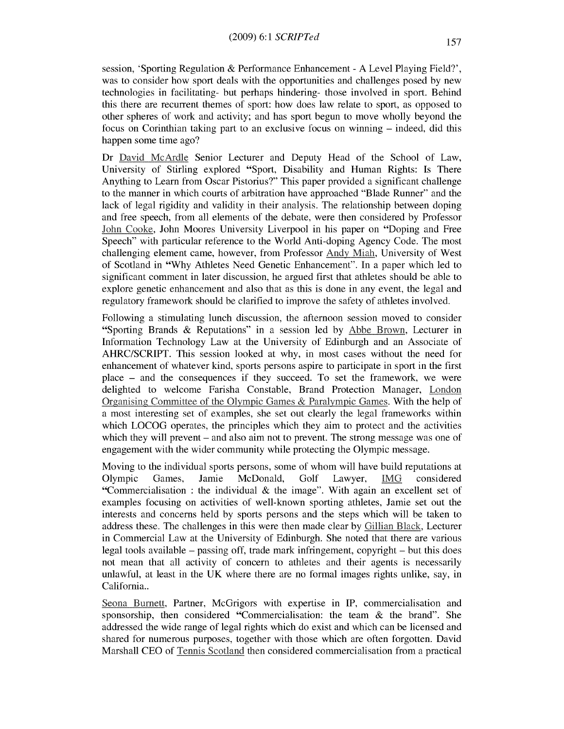session, 'Sporting Regulation & Performance Enhancement - A Level Playing Field?', was to consider how sport deals with the opportunities and challenges posed by new technologies in facilitating- but perhaps hindering- those involved in sport. Behind this there are recurrent themes of sport: how does law relate to sport, as opposed to other spheres of work and activity; and has sport begun to move wholly beyond the focus on Corinthian taking part to an exclusive focus on winning – indeed, did this happen some time ago?

Dr David McArdle Senior Lecturer and Deputy Head of the School of Law, University of Stirling explored "Sport, Disability and Human Rights: Is There Anything to Learn from Oscar Pistorius?" This paper provided a significant challenge to the manner in which courts of arbitration have approached "Blade Runner" and the lack of legal rigidity and validity in their analysis. The relationship between doping and free speech, from all elements of the debate, were then considered by Professor John Cooke, John Moores University Liverpool in his paper on "Doping and Free Speech" with particular reference to the World Anti-doping Agency Code. The most challenging element came, however, from Professor Andy Miah, University of West of Scotland in "Why Athletes Need Genetic Enhancement". In a paper which led to significant comment in later discussion, he argued first that athletes should be able to explore genetic enhancement and also that as this is done in any event, the legal and regulatory framework should be clarified to improve the safety of athletes involved.

Following a stimulating lunch discussion, the afternoon session moved to consider "Sporting Brands & Reputations" in a session led by Abbe Brown, Lecturer in Information Technology Law at the University of Edinburgh and an Associate of AHRC/SCRIPT. This session looked at why, in most cases without the need for enhancement of whatever kind, sports persons aspire to participate in sport in the first place – and the consequences if they succeed. To set the framework, we were delighted to welcome Farisha Constable, Brand Protection Manager, London Organising Committee of the Olympic Games & Paralympic Games. With the help of a most interesting set of examples, she set out clearly the legal frameworks within which LOCOG operates, the principles which they aim to protect and the activities which they will prevent – and also aim not to prevent. The strong message was one of engagement with the wider community while protecting the Olympic message.

Moving to the individual sports persons, some of whom will have build reputations at Olympic Games, Jamie McDonald, Golf Lawyer, IMG considered "Commercialisation : the individual & the image". With again an excellent set of examples focusing on activities of well-known sporting athletes, Jamie set out the interests and concerns held by sports persons and the steps which will be taken to address these. The challenges in this were then made clear by Gillian Black, Lecturer in Commercial Law at the University of Edinburgh. She noted that there are various legal tools available – passing off, trade mark infringement, copyright – but this does not mean that all activity of concern to athletes and their agents is necessarily unlawful, at least in the UK where there are no formal images rights unlike, say, in California..

Seona Burnett, Partner, McGrigors with expertise in IP, commercialisation and sponsorship, then considered "Commercialisation: the team & the brand". She addressed the wide range of legal rights which do exist and which can be licensed and shared for numerous purposes, together with those which are often forgotten. David Marshall CEO of Tennis Scotland then considered commercialisation from a practical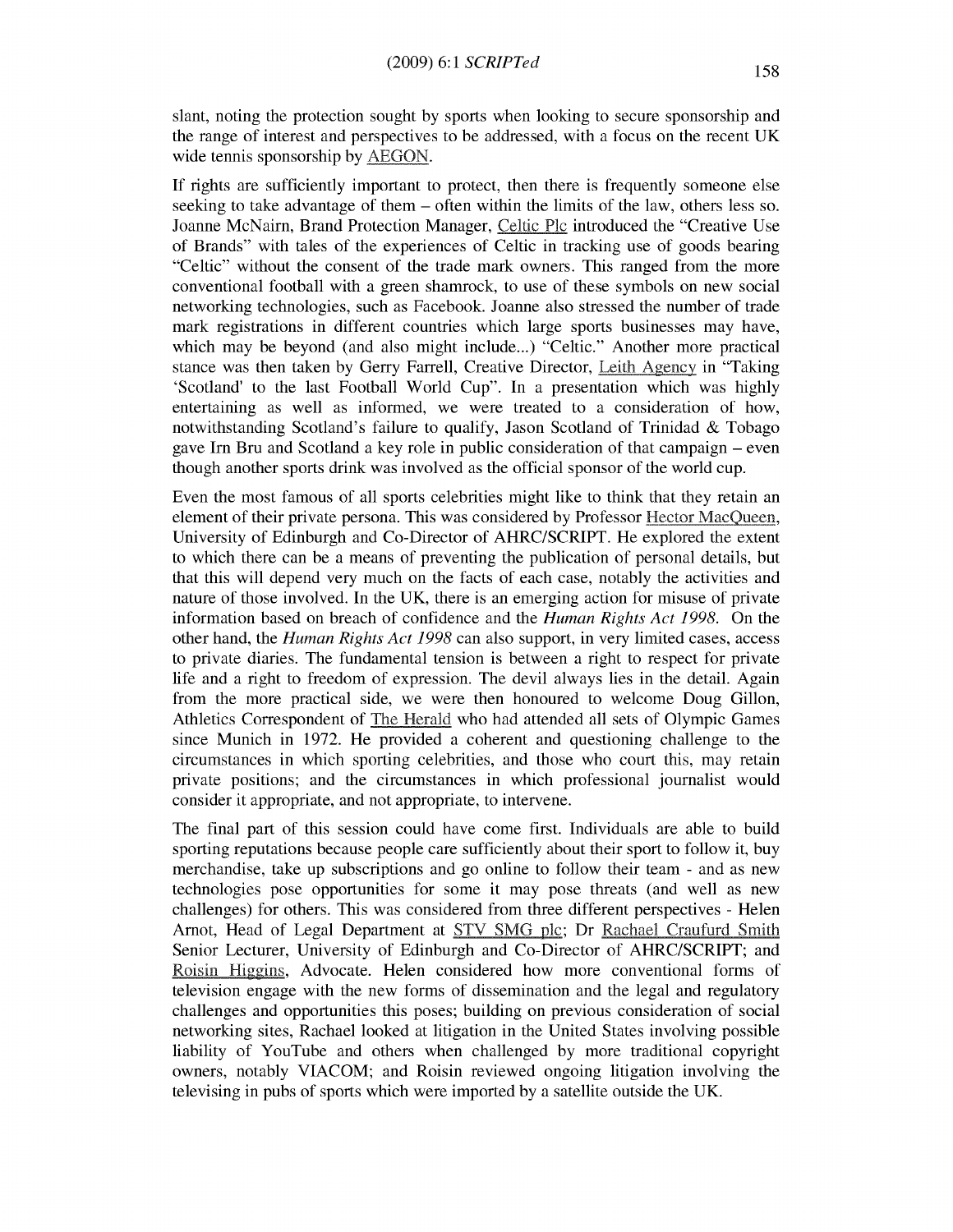slant, noting the protection sought by sports when looking to secure sponsorship and the range of interest and perspectives to be addressed, with a focus on the recent UK wide tennis sponsorship by AEGON.

If rights are sufficiently important to protect, then there is frequently someone else seeking to take advantage of them – often within the limits of the law, others less so. Joanne McNairn, Brand Protection Manager, Celtic Plc introduced the "Creative Use of Brands" with tales of the experiences of Celtic in tracking use of goods bearing "Celtic" without the consent of the trade mark owners. This ranged from the more conventional football with a green shamrock, to use of these symbols on new social networking technologies, such as Facebook. Joanne also stressed the number of trade mark registrations in different countries which large sports businesses may have, which may be beyond (and also might include...) "Celtic." Another more practical stance was then taken by Gerry Farrell, Creative Director, Leith Agency in "Taking 'Scotland' to the last Football World Cup". In a presentation which was highly entertaining as well as informed, we were treated to a consideration of how, notwithstanding Scotland's failure to qualify, Jason Scotland of Trinidad & Tobago gave Irn Bru and Scotland a key role in public consideration of that campaign – even though another sports drink was involved as the official sponsor of the world cup.

Even the most famous of all sports celebrities might like to think that they retain an element of their private persona. This was considered by Professor Hector MacQueen, University of Edinburgh and Co-Director of AHRC/SCRIPT. He explored the extent to which there can be a means of preventing the publication of personal details, but that this will depend very much on the facts of each case, notably the activities and nature of those involved. In the UK, there is an emerging action for misuse of private information based on breach of confidence and the *Human Rights Act 1998*. On the other hand, the *Human Rights Act 1998* can also support, in very limited cases, access to private diaries. The fundamental tension is between a right to respect for private life and a right to freedom of expression. The devil always lies in the detail. Again from the more practical side, we were then honoured to welcome Doug Gillon, Athletics Correspondent of The Herald who had attended all sets of Olympic Games since Munich in 1972. He provided a coherent and questioning challenge to the circumstances in which sporting celebrities, and those who court this, may retain private positions; and the circumstances in which professional journalist would consider it appropriate, and not appropriate, to intervene.

The final part of this session could have come first. Individuals are able to build sporting reputations because people care sufficiently about their sport to follow it, buy merchandise, take up subscriptions and go online to follow their team - and as new technologies pose opportunities for some it may pose threats (and well as new challenges) for others. This was considered from three different perspectives - Helen Arnot, Head of Legal Department at STV SMG plc; Dr Rachael Craufurd Smith Senior Lecturer, University of Edinburgh and Co-Director of AHRC/SCRIPT; and Roisin Higgins, Advocate. Helen considered how more conventional forms of television engage with the new forms of dissemination and the legal and regulatory challenges and opportunities this poses; building on previous consideration of social networking sites, Rachael looked at litigation in the United States involving possible liability of YouTube and others when challenged by more traditional copyright owners, notably VIACOM; and Roisin reviewed ongoing litigation involving the televising in pubs of sports which were imported by a satellite outside the UK.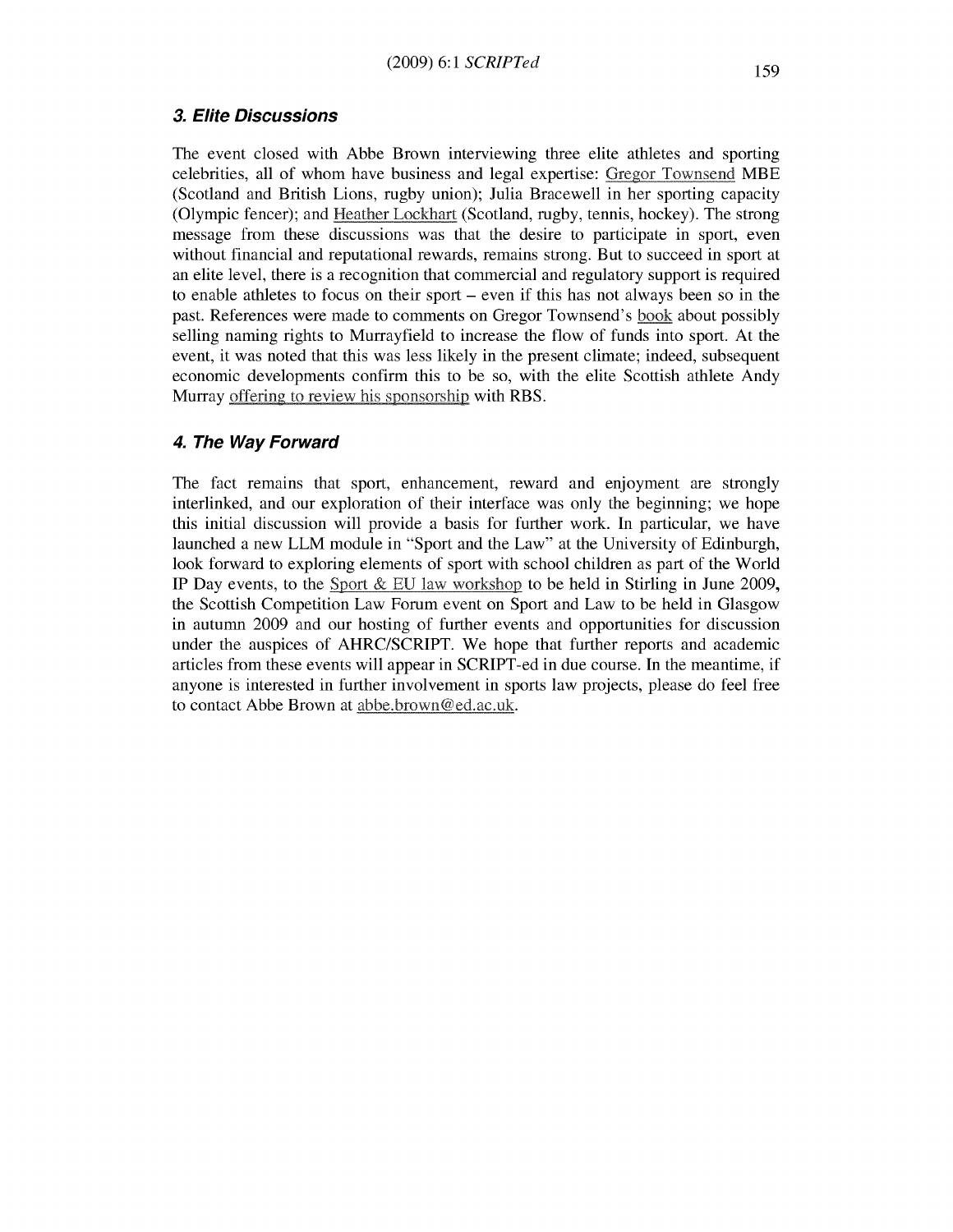### 3. Elite Discussions

The event closed with Abbe Brown interviewing three elite athletes and sporting celebrities, all of whom have business and legal expertise: Gregor Townsend MBE (Scotland and British Lions, rugby union); Julia Bracewell in her sporting capacity (Olympic fencer); and Heather Lockhart (Scotland, rugby, tennis, hockey). The strong message from these discussions was that the desire to participate in sport, even without financial and reputational rewards, remains strong. But to succeed in sport at an elite level, there is a recognition that commercial and regulatory support is required to enable athletes to focus on their sport – even if this has not always been so in the past. References were made to comments on Gregor Townsend's book about possibly selling naming rights to Murrayfield to increase the flow of funds into sport. At the event, it was noted that this was less likely in the present climate; indeed, subsequent economic developments confirm this to be so, with the elite Scottish athlete Andy Murray offering to review his sponsorship with RBS.

### 4. The Way Forward

The fact remains that sport, enhancement, reward and enjoyment are strongly interlinked, and our exploration of their interface was only the beginning; we hope this initial discussion will provide a basis for further work. In particular, we have launched a new LLM module in "Sport and the Law" at the University of Edinburgh, look forward to exploring elements of sport with school children as part of the World IP Day events, to the Sport & EU law workshop to be held in Stirling in June 2009, the Scottish Competition Law Forum event on Sport and Law to be held in Glasgow in autumn 2009 and our hosting of further events and opportunities for discussion under the auspices of AHRC/SCRIPT. We hope that further reports and academic articles from these events will appear in SCRIPT-ed in due course. In the meantime, if anyone is interested in further involvement in sports law projects, please do feel free to contact Abbe Brown at abbe.brown@ed.ac.uk.